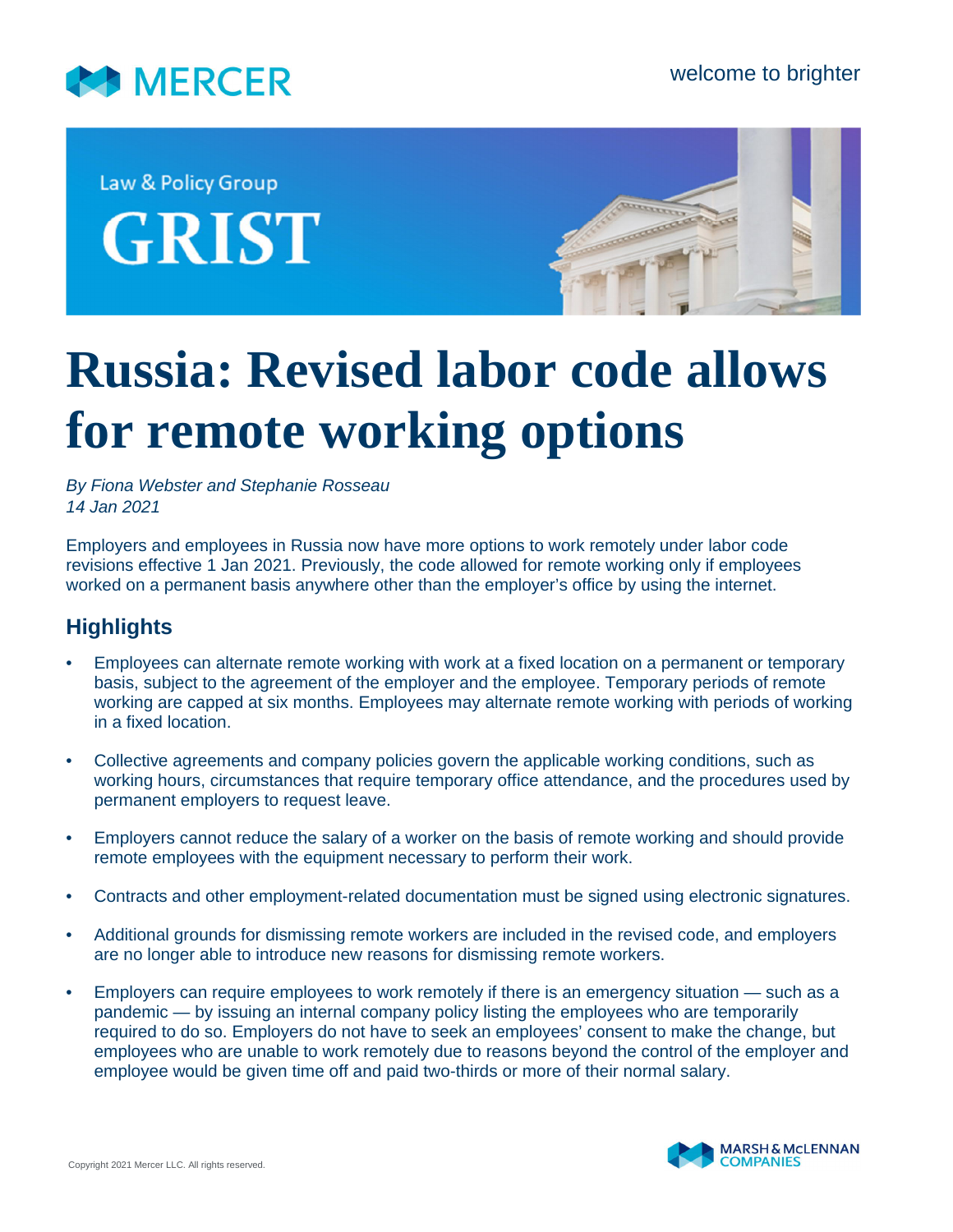MERCER

welcome to brighter

Law & Policy Group

GRIST

# Russia: Revised labor code allows for remote working options

*By Fiona Webster and Stephanie Rosseau*
*14 Jan 2021*

Employers and employees in Russia now have more options to work remotely under labor code revisions effective 1 Jan 2021. Previously, the code allowed for remote working only if employees worked on a permanent basis anywhere other than the employer's office by using the internet.

## Highlights

- Employees can alternate remote working with work at a fixed location on a permanent or temporary basis, subject to the agreement of the employer and the employee. Temporary periods of remote working are capped at six months. Employees may alternate remote working with periods of working in a fixed location.
- Collective agreements and company policies govern the applicable working conditions, such as working hours, circumstances that require temporary office attendance, and the procedures used by permanent employers to request leave.
- Employers cannot reduce the salary of a worker on the basis of remote working and should provide remote employees with the equipment necessary to perform their work.
- Contracts and other employment-related documentation must be signed using electronic signatures.
- Additional grounds for dismissing remote workers are included in the revised code, and employers are no longer able to introduce new reasons for dismissing remote workers.
- Employers can require employees to work remotely if there is an emergency situation — such as a pandemic — by issuing an internal company policy listing the employees who are temporarily required to do so. Employers do not have to seek an employees' consent to make the change, but employees who are unable to work remotely due to reasons beyond the control of the employer and employee would be given time off and paid two-thirds or more of their normal salary.

Copyright 2021 Mercer LLC. All rights reserved.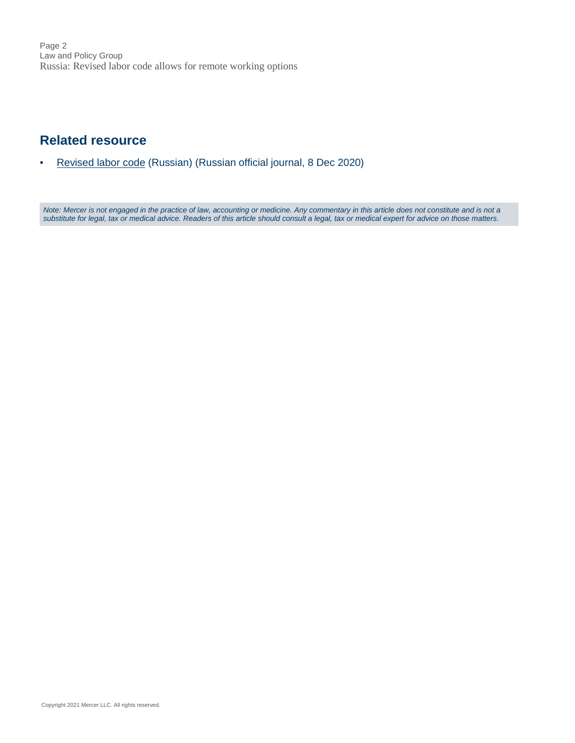## Related resource

- Revised labor code (Russian) (Russian official journal, 8 Dec 2020)

*Note: Mercer is not engaged in the practice of law, accounting or medicine. Any commentary in this article does not constitute and is not a substitute for legal, tax or medical advice. Readers of this article should consult a legal, tax or medical expert for advice on those matters.*

Copyright 2021 Mercer LLC. All rights reserved.